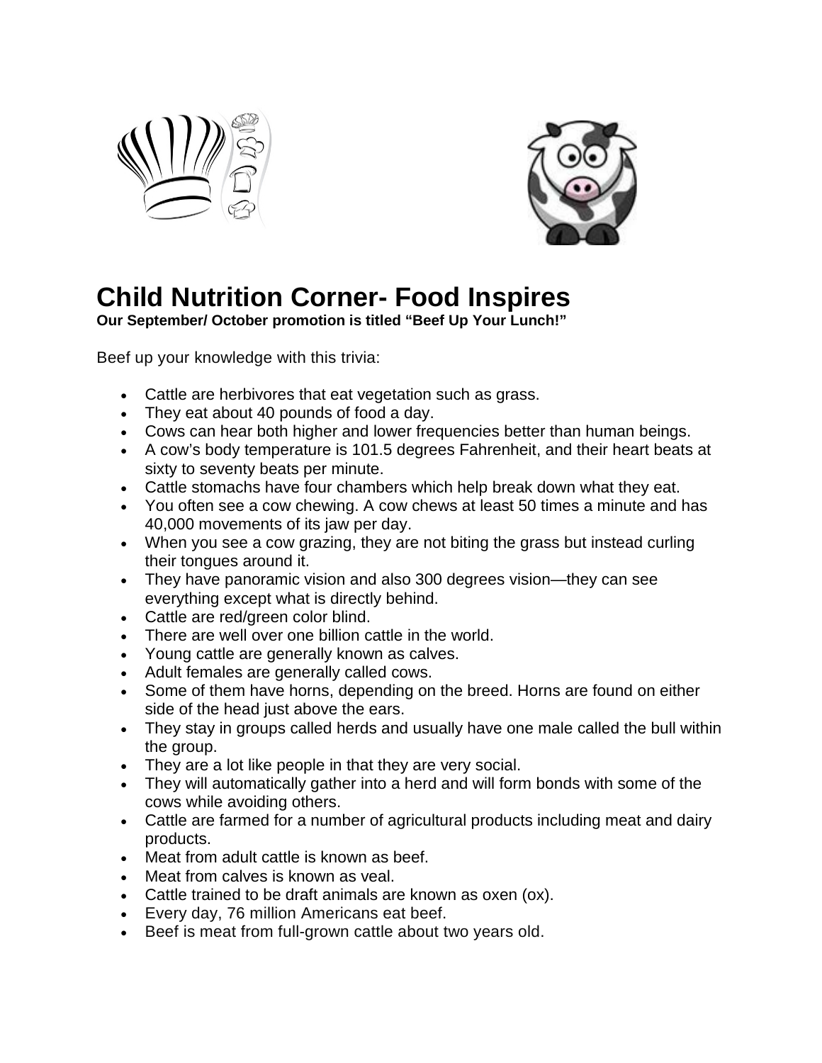# Child Nutrition Corner- Food Inspires

**Our September/ October promotion is titled "Beef Up Your Lunch!"**

Beef up your knowledge with this trivia:

- Cattle are herbivores that eat vegetation such as grass.
- They eat about 40 pounds of food a day.
- Cows can hear both higher and lower frequencies better than human beings.
- A cow's body temperature is 101.5 degrees Fahrenheit, and their heart beats at sixty to seventy beats per minute.
- Cattle stomachs have four chambers which help break down what they eat.
- You often see a cow chewing. A cow chews at least 50 times a minute and has 40,000 movements of its jaw per day.
- When you see a cow grazing, they are not biting the grass but instead curling their tongues around it.
- They have panoramic vision and also 300 degrees vision—they can see everything except what is directly behind.
- Cattle are red/green color blind.
- There are well over one billion cattle in the world.
- Young cattle are generally known as calves.
- Adult females are generally called cows.
- Some of them have horns, depending on the breed. Horns are found on either side of the head just above the ears.
- They stay in groups called herds and usually have one male called the bull within the group.
- They are a lot like people in that they are very social.
- They will automatically gather into a herd and will form bonds with some of the cows while avoiding others.
- Cattle are farmed for a number of agricultural products including meat and dairy products.
- Meat from adult cattle is known as beef.
- Meat from calves is known as veal.
- Cattle trained to be draft animals are known as oxen (ox).
- Every day, 76 million Americans eat beef.
- Beef is meat from full-grown cattle about two years old.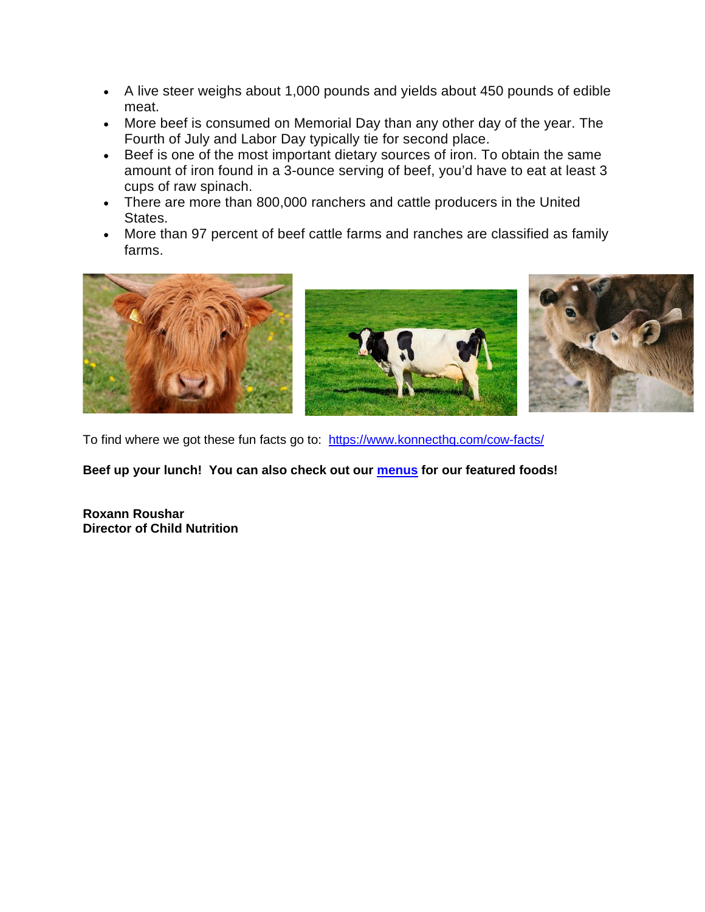- A live steer weighs about 1,000 pounds and yields about 450 pounds of edible meat.
- More beef is consumed on Memorial Day than any other day of the year. The Fourth of July and Labor Day typically tie for second place.
- Beef is one of the most important dietary sources of iron. To obtain the same amount of iron found in a 3-ounce serving of beef, you'd have to eat at least 3 cups of raw spinach.
- There are more than 800,000 ranchers and cattle producers in the United States.
- More than 97 percent of beef cattle farms and ranches are classified as family farms.

To find where we got these fun facts go to: https://www.konnecthq.com/cow-facts/

**Beef up your lunch! You can also check out our menus for our featured foods!**

**Roxann Roushar**
**Director of Child Nutrition**